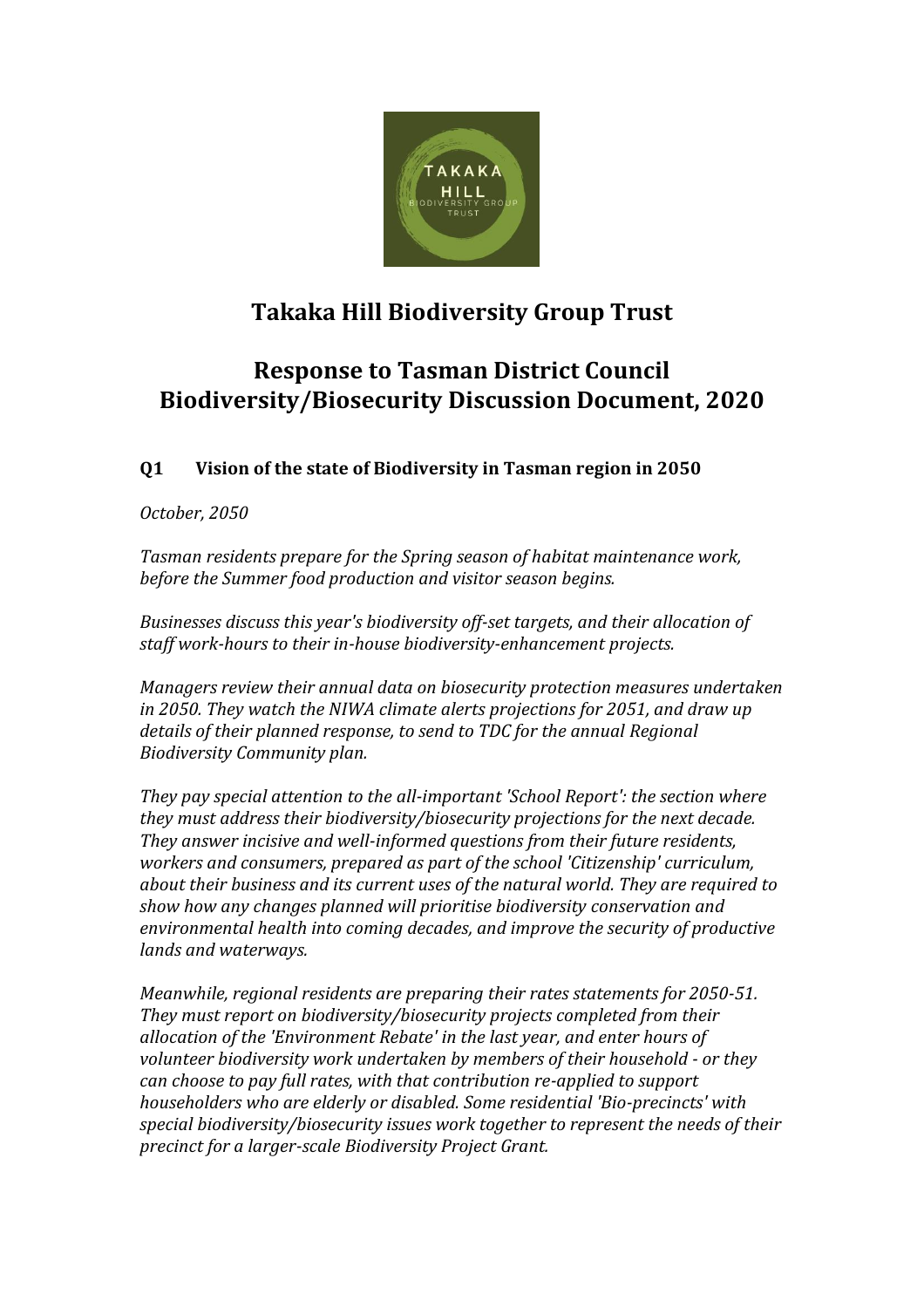# Takaka Hill Biodiversity Group Trust

# Response to Tasman District Council Biodiversity/Biosecurity Discussion Document, 2020

## Q1 Vision of the state of Biodiversity in Tasman region in 2050

*October, 2050*

*Tasman residents prepare for the Spring season of habitat maintenance work, before the Summer food production and visitor season begins.*

*Businesses discuss this year's biodiversity off-set targets, and their allocation of staff work-hours to their in-house biodiversity-enhancement projects.*

*Managers review their annual data on biosecurity protection measures undertaken in 2050. They watch the NIWA climate alerts projections for 2051, and draw up details of their planned response, to send to TDC for the annual Regional Biodiversity Community plan.*

*They pay special attention to the all-important 'School Report': the section where they must address their biodiversity/biosecurity projections for the next decade. They answer incisive and well-informed questions from their future residents, workers and consumers, prepared as part of the school 'Citizenship' curriculum, about their business and its current uses of the natural world. They are required to show how any changes planned will prioritise biodiversity conservation and environmental health into coming decades, and improve the security of productive lands and waterways.*

*Meanwhile, regional residents are preparing their rates statements for 2050-51. They must report on biodiversity/biosecurity projects completed from their allocation of the 'Environment Rebate' in the last year, and enter hours of volunteer biodiversity work undertaken by members of their household - or they can choose to pay full rates, with that contribution re-applied to support householders who are elderly or disabled. Some residential 'Bio-precincts' with special biodiversity/biosecurity issues work together to represent the needs of their precinct for a larger-scale Biodiversity Project Grant.*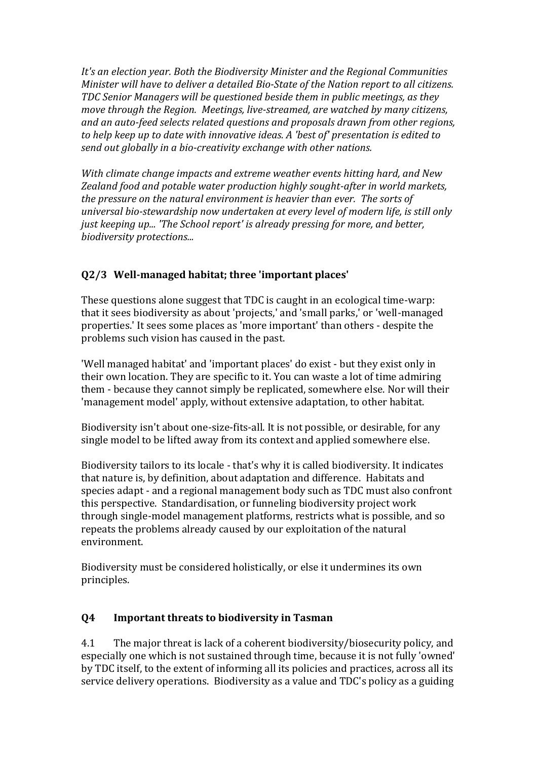*It's an election year. Both the Biodiversity Minister and the Regional Communities Minister will have to deliver a detailed Bio-State of the Nation report to all citizens. TDC Senior Managers will be questioned beside them in public meetings, as they move through the Region. Meetings, live-streamed, are watched by many citizens, and an auto-feed selects related questions and proposals drawn from other regions, to help keep up to date with innovative ideas. A 'best of' presentation is edited to send out globally in a bio-creativity exchange with other nations.*

*With climate change impacts and extreme weather events hitting hard, and New Zealand food and potable water production highly sought-after in world markets, the pressure on the natural environment is heavier than ever. The sorts of universal bio-stewardship now undertaken at every level of modern life, is still only just keeping up... 'The School report' is already pressing for more, and better, biodiversity protections...*

## Q2/3 Well-managed habitat; three 'important places'

These questions alone suggest that TDC is caught in an ecological time-warp: that it sees biodiversity as about 'projects,' and 'small parks,' or 'well-managed properties.' It sees some places as 'more important' than others - despite the problems such vision has caused in the past.

'Well managed habitat' and 'important places' do exist - but they exist only in their own location. They are specific to it. You can waste a lot of time admiring them - because they cannot simply be replicated, somewhere else. Nor will their 'management model' apply, without extensive adaptation, to other habitat.

Biodiversity isn't about one-size-fits-all. It is not possible, or desirable, for any single model to be lifted away from its context and applied somewhere else.

Biodiversity tailors to its locale - that's why it is called biodiversity. It indicates that nature is, by definition, about adaptation and difference. Habitats and species adapt - and a regional management body such as TDC must also confront this perspective. Standardisation, or funneling biodiversity project work through single-model management platforms, restricts what is possible, and so repeats the problems already caused by our exploitation of the natural environment.

Biodiversity must be considered holistically, or else it undermines its own principles.

## Q4 Important threats to biodiversity in Tasman

4.1 The major threat is lack of a coherent biodiversity/biosecurity policy, and especially one which is not sustained through time, because it is not fully 'owned' by TDC itself, to the extent of informing all its policies and practices, across all its service delivery operations. Biodiversity as a value and TDC's policy as a guiding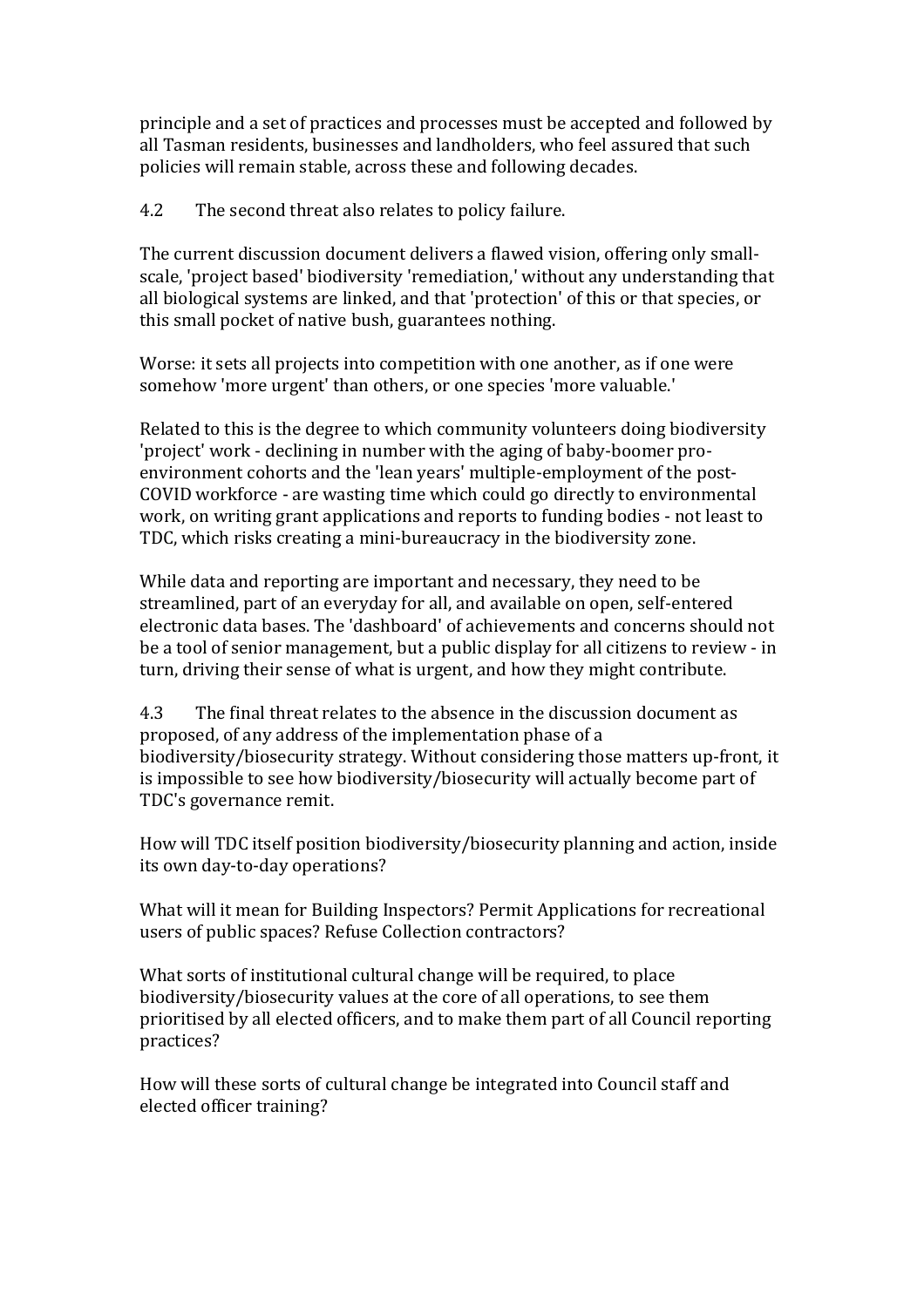principle and a set of practices and processes must be accepted and followed by all Tasman residents, businesses and landholders, who feel assured that such policies will remain stable, across these and following decades.

4.2 The second threat also relates to policy failure.

The current discussion document delivers a flawed vision, offering only small-scale, 'project based' biodiversity 'remediation,' without any understanding that all biological systems are linked, and that 'protection' of this or that species, or this small pocket of native bush, guarantees nothing.

Worse: it sets all projects into competition with one another, as if one were somehow 'more urgent' than others, or one species 'more valuable.'

Related to this is the degree to which community volunteers doing biodiversity 'project' work - declining in number with the aging of baby-boomer pro-environment cohorts and the 'lean years' multiple-employment of the post-COVID workforce - are wasting time which could go directly to environmental work, on writing grant applications and reports to funding bodies - not least to TDC, which risks creating a mini-bureaucracy in the biodiversity zone.

While data and reporting are important and necessary, they need to be streamlined, part of an everyday for all, and available on open, self-entered electronic data bases. The 'dashboard' of achievements and concerns should not be a tool of senior management, but a public display for all citizens to review - in turn, driving their sense of what is urgent, and how they might contribute.

4.3 The final threat relates to the absence in the discussion document as proposed, of any address of the implementation phase of a biodiversity/biosecurity strategy. Without considering those matters up-front, it is impossible to see how biodiversity/biosecurity will actually become part of TDC's governance remit.

How will TDC itself position biodiversity/biosecurity planning and action, inside its own day-to-day operations?

What will it mean for Building Inspectors? Permit Applications for recreational users of public spaces? Refuse Collection contractors?

What sorts of institutional cultural change will be required, to place biodiversity/biosecurity values at the core of all operations, to see them prioritised by all elected officers, and to make them part of all Council reporting practices?

How will these sorts of cultural change be integrated into Council staff and elected officer training?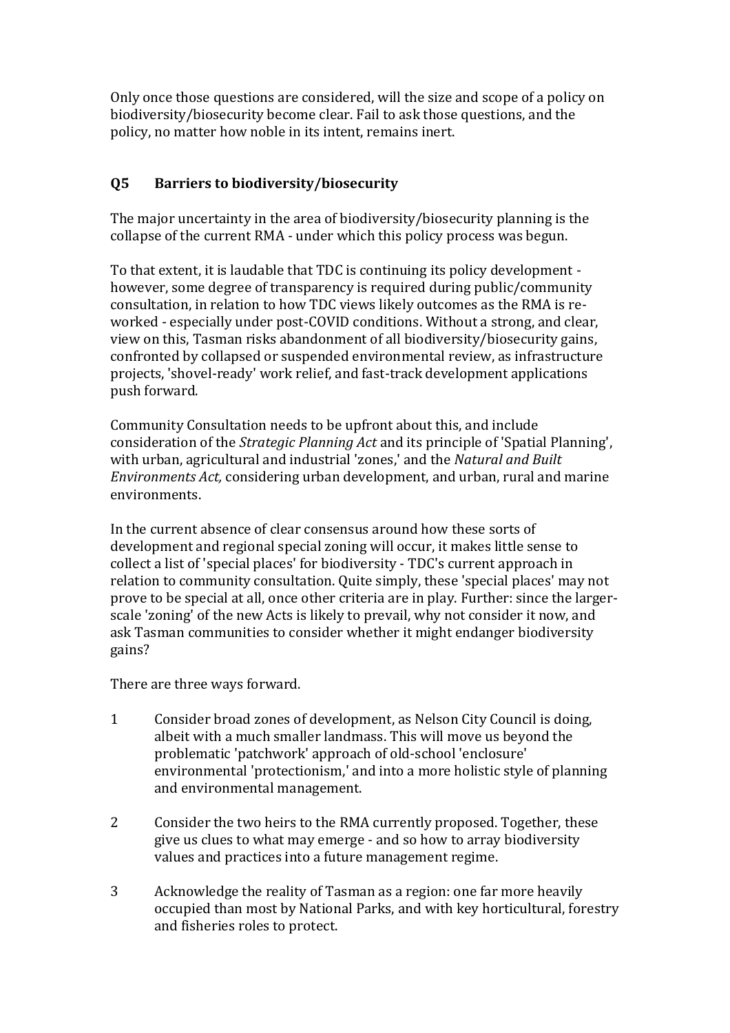Only once those questions are considered, will the size and scope of a policy on biodiversity/biosecurity become clear. Fail to ask those questions, and the policy, no matter how noble in its intent, remains inert.

## Q5 Barriers to biodiversity/biosecurity

The major uncertainty in the area of biodiversity/biosecurity planning is the collapse of the current RMA - under which this policy process was begun.

To that extent, it is laudable that TDC is continuing its policy development - however, some degree of transparency is required during public/community consultation, in relation to how TDC views likely outcomes as the RMA is re-worked - especially under post-COVID conditions. Without a strong, and clear, view on this, Tasman risks abandonment of all biodiversity/biosecurity gains, confronted by collapsed or suspended environmental review, as infrastructure projects, 'shovel-ready' work relief, and fast-track development applications push forward.

Community Consultation needs to be upfront about this, and include consideration of the *Strategic Planning Act* and its principle of 'Spatial Planning', with urban, agricultural and industrial 'zones,' and the *Natural and Built Environments Act,* considering urban development, and urban, rural and marine environments.

In the current absence of clear consensus around how these sorts of development and regional special zoning will occur, it makes little sense to collect a list of 'special places' for biodiversity - TDC's current approach in relation to community consultation. Quite simply, these 'special places' may not prove to be special at all, once other criteria are in play. Further: since the larger-scale 'zoning' of the new Acts is likely to prevail, why not consider it now, and ask Tasman communities to consider whether it might endanger biodiversity gains?

There are three ways forward.

1. Consider broad zones of development, as Nelson City Council is doing, albeit with a much smaller landmass. This will move us beyond the problematic 'patchwork' approach of old-school 'enclosure' environmental 'protectionism,' and into a more holistic style of planning and environmental management.

2. Consider the two heirs to the RMA currently proposed. Together, these give us clues to what may emerge - and so how to array biodiversity values and practices into a future management regime.

3. Acknowledge the reality of Tasman as a region: one far more heavily occupied than most by National Parks, and with key horticultural, forestry and fisheries roles to protect.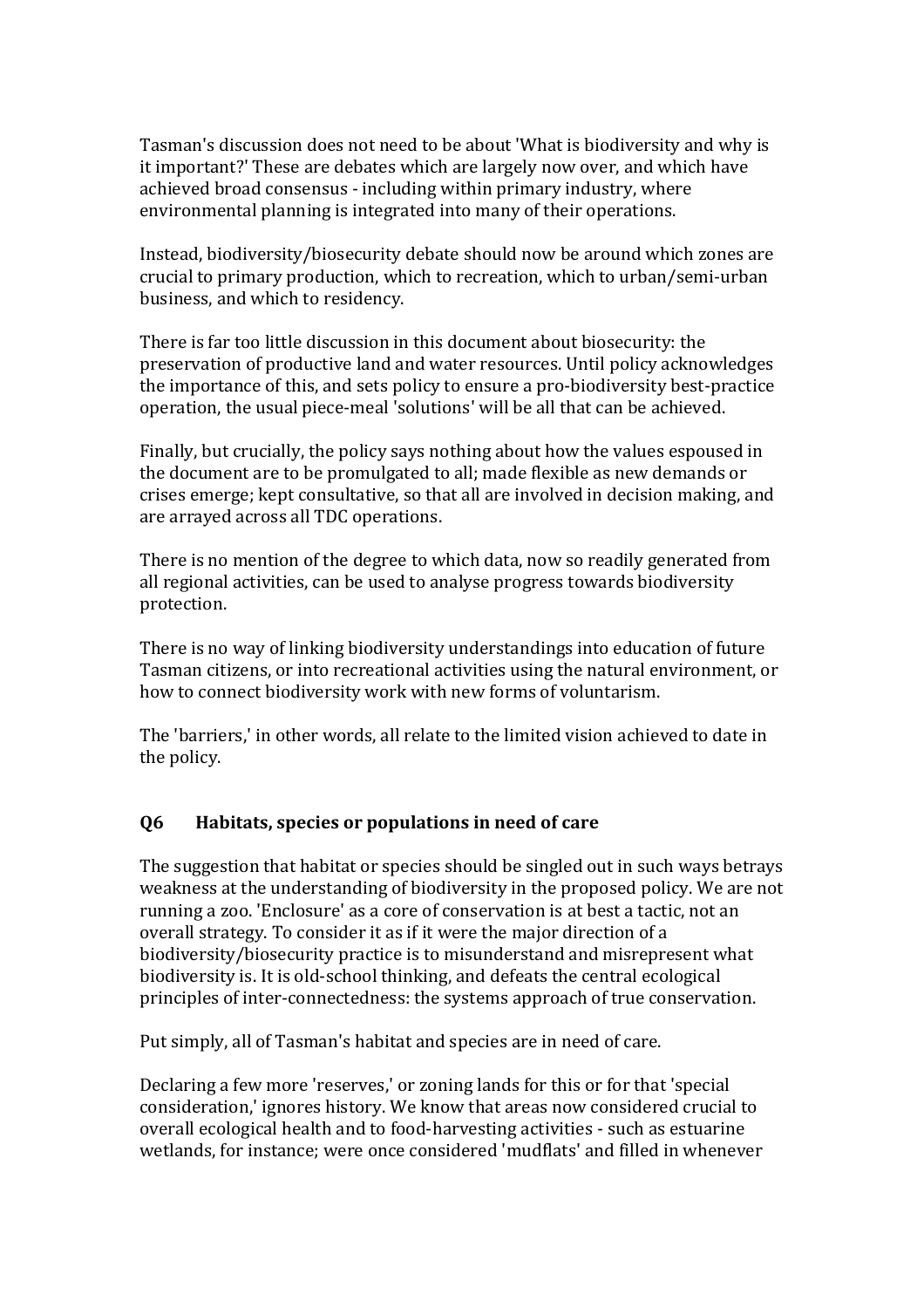Tasman's discussion does not need to be about 'What is biodiversity and why is it important?' These are debates which are largely now over, and which have achieved broad consensus - including within primary industry, where environmental planning is integrated into many of their operations.

Instead, biodiversity/biosecurity debate should now be around which zones are crucial to primary production, which to recreation, which to urban/semi-urban business, and which to residency.

There is far too little discussion in this document about biosecurity: the preservation of productive land and water resources. Until policy acknowledges the importance of this, and sets policy to ensure a pro-biodiversity best-practice operation, the usual piece-meal 'solutions' will be all that can be achieved.

Finally, but crucially, the policy says nothing about how the values espoused in the document are to be promulgated to all; made flexible as new demands or crises emerge; kept consultative, so that all are involved in decision making, and are arrayed across all TDC operations.

There is no mention of the degree to which data, now so readily generated from all regional activities, can be used to analyse progress towards biodiversity protection.

There is no way of linking biodiversity understandings into education of future Tasman citizens, or into recreational activities using the natural environment, or how to connect biodiversity work with new forms of voluntarism.

The 'barriers,' in other words, all relate to the limited vision achieved to date in the policy.

## Q6 Habitats, species or populations in need of care

The suggestion that habitat or species should be singled out in such ways betrays weakness at the understanding of biodiversity in the proposed policy. We are not running a zoo. 'Enclosure' as a core of conservation is at best a tactic, not an overall strategy. To consider it as if it were the major direction of a biodiversity/biosecurity practice is to misunderstand and misrepresent what biodiversity is. It is old-school thinking, and defeats the central ecological principles of inter-connectedness: the systems approach of true conservation.

Put simply, all of Tasman's habitat and species are in need of care.

Declaring a few more 'reserves,' or zoning lands for this or for that 'special consideration,' ignores history. We know that areas now considered crucial to overall ecological health and to food-harvesting activities - such as estuarine wetlands, for instance; were once considered 'mudflats' and filled in whenever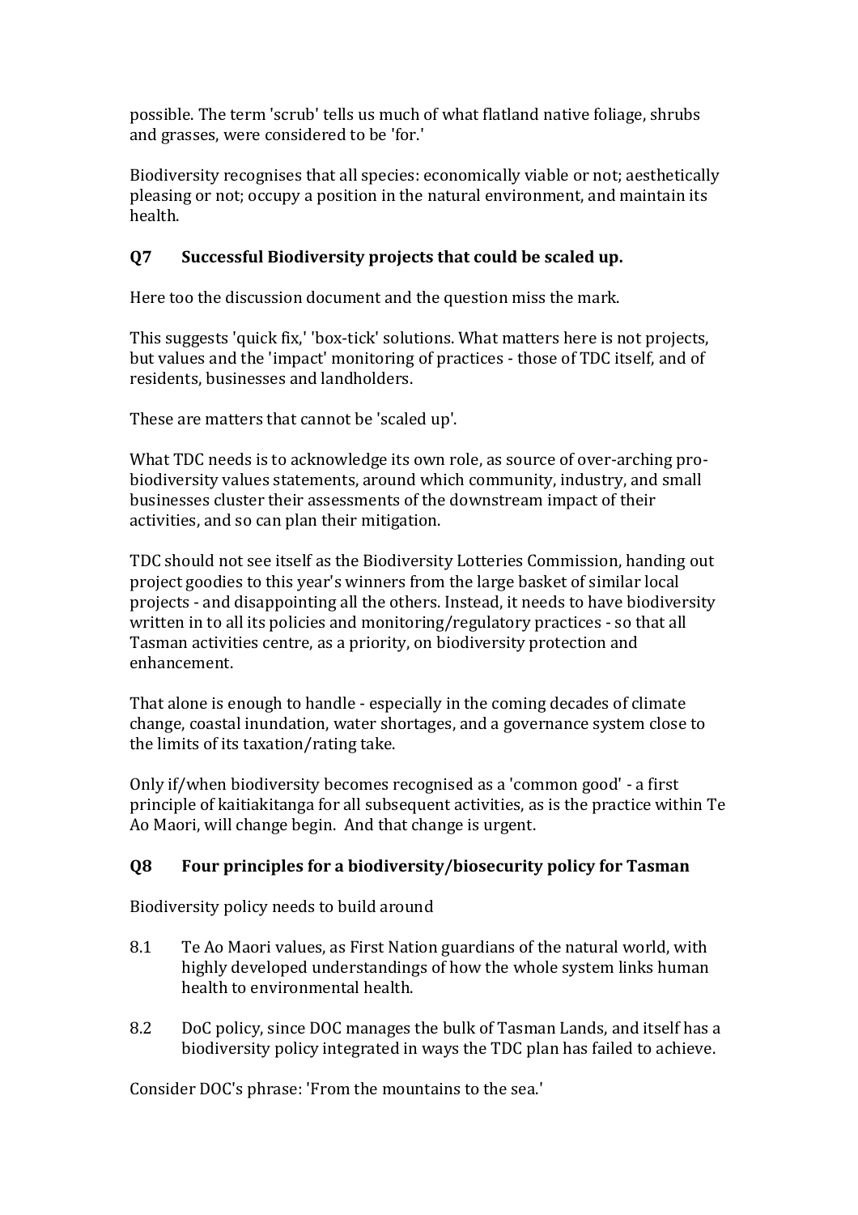possible. The term 'scrub' tells us much of what flatland native foliage, shrubs and grasses, were considered to be 'for.'

Biodiversity recognises that all species: economically viable or not; aesthetically pleasing or not; occupy a position in the natural environment, and maintain its health.

### Q7 Successful Biodiversity projects that could be scaled up.

Here too the discussion document and the question miss the mark.

This suggests 'quick fix,' 'box-tick' solutions. What matters here is not projects, but values and the 'impact' monitoring of practices - those of TDC itself, and of residents, businesses and landholders.

These are matters that cannot be 'scaled up'.

What TDC needs is to acknowledge its own role, as source of over-arching pro-biodiversity values statements, around which community, industry, and small businesses cluster their assessments of the downstream impact of their activities, and so can plan their mitigation.

TDC should not see itself as the Biodiversity Lotteries Commission, handing out project goodies to this year's winners from the large basket of similar local projects - and disappointing all the others. Instead, it needs to have biodiversity written in to all its policies and monitoring/regulatory practices - so that all Tasman activities centre, as a priority, on biodiversity protection and enhancement.

That alone is enough to handle - especially in the coming decades of climate change, coastal inundation, water shortages, and a governance system close to the limits of its taxation/rating take.

Only if/when biodiversity becomes recognised as a 'common good' - a first principle of kaitiakitanga for all subsequent activities, as is the practice within Te Ao Maori, will change begin. And that change is urgent.

### Q8 Four principles for a biodiversity/biosecurity policy for Tasman

Biodiversity policy needs to build around

8.1 Te Ao Maori values, as First Nation guardians of the natural world, with highly developed understandings of how the whole system links human health to environmental health.

8.2 DoC policy, since DOC manages the bulk of Tasman Lands, and itself has a biodiversity policy integrated in ways the TDC plan has failed to achieve.

Consider DOC's phrase: 'From the mountains to the sea.'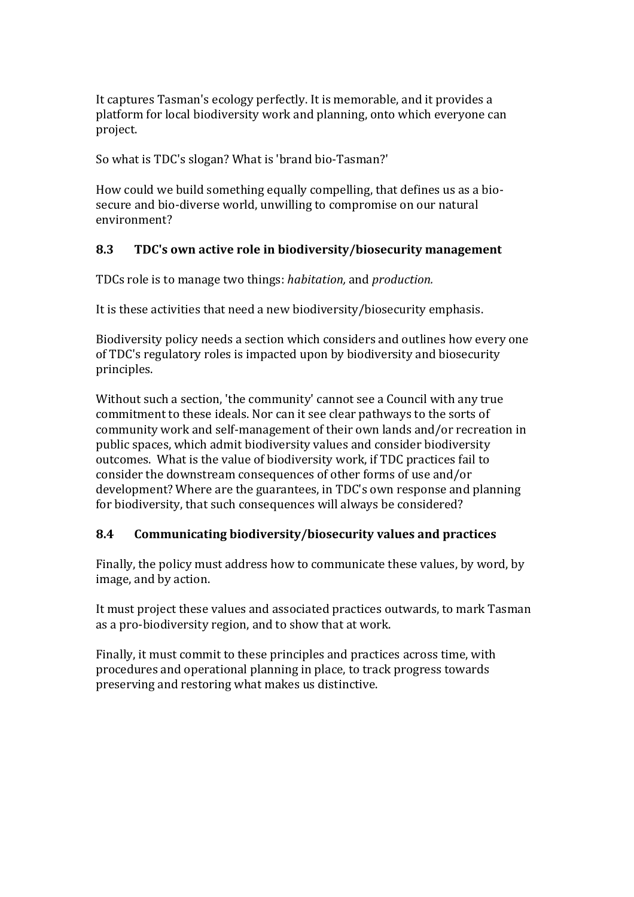It captures Tasman's ecology perfectly. It is memorable, and it provides a platform for local biodiversity work and planning, onto which everyone can project.

So what is TDC's slogan? What is 'brand bio-Tasman?'

How could we build something equally compelling, that defines us as a bio-secure and bio-diverse world, unwilling to compromise on our natural environment?

### 8.3 TDC's own active role in biodiversity/biosecurity management

TDCs role is to manage two things: *habitation,* and *production.*

It is these activities that need a new biodiversity/biosecurity emphasis.

Biodiversity policy needs a section which considers and outlines how every one of TDC's regulatory roles is impacted upon by biodiversity and biosecurity principles.

Without such a section, 'the community' cannot see a Council with any true commitment to these ideals. Nor can it see clear pathways to the sorts of community work and self-management of their own lands and/or recreation in public spaces, which admit biodiversity values and consider biodiversity outcomes. What is the value of biodiversity work, if TDC practices fail to consider the downstream consequences of other forms of use and/or development? Where are the guarantees, in TDC's own response and planning for biodiversity, that such consequences will always be considered?

### 8.4 Communicating biodiversity/biosecurity values and practices

Finally, the policy must address how to communicate these values, by word, by image, and by action.

It must project these values and associated practices outwards, to mark Tasman as a pro-biodiversity region, and to show that at work.

Finally, it must commit to these principles and practices across time, with procedures and operational planning in place, to track progress towards preserving and restoring what makes us distinctive.